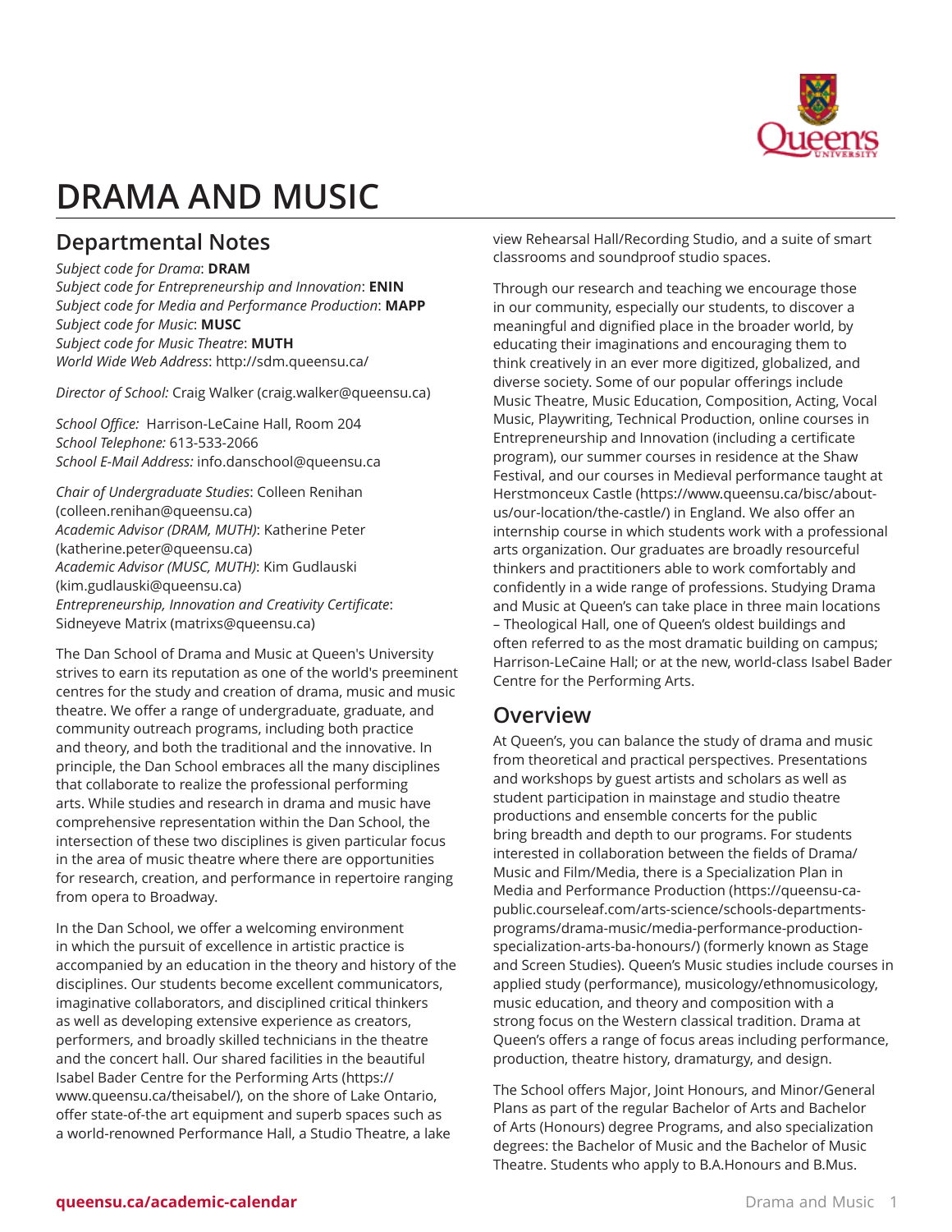# DRAMA AND MUSIC

## Departmental Notes

*Subject code for Drama*: **DRAM**
*Subject code for Entrepreneurship and Innovation*: **ENIN**
*Subject code for Media and Performance Production*: **MAPP**
*Subject code for Music*: **MUSC**
*Subject code for Music Theatre*: **MUTH**
*World Wide Web Address*: http://sdm.queensu.ca/

*Director of School:* Craig Walker (craig.walker@queensu.ca)

*School Office:* Harrison-LeCaine Hall, Room 204
*School Telephone:* 613-533-2066
*School E-Mail Address:* info.danschool@queensu.ca

*Chair of Undergraduate Studies*: Colleen Renihan (colleen.renihan@queensu.ca)
*Academic Advisor (DRAM, MUTH)*: Katherine Peter (katherine.peter@queensu.ca)
*Academic Advisor (MUSC, MUTH)*: Kim Gudlauski (kim.gudlauski@queensu.ca)
*Entrepreneurship, Innovation and Creativity Certificate*: Sidneyeve Matrix (matrixs@queensu.ca)

The Dan School of Drama and Music at Queen's University strives to earn its reputation as one of the world's preeminent centres for the study and creation of drama, music and music theatre. We offer a range of undergraduate, graduate, and community outreach programs, including both practice and theory, and both the traditional and the innovative. In principle, the Dan School embraces all the many disciplines that collaborate to realize the professional performing arts. While studies and research in drama and music have comprehensive representation within the Dan School, the intersection of these two disciplines is given particular focus in the area of music theatre where there are opportunities for research, creation, and performance in repertoire ranging from opera to Broadway.

In the Dan School, we offer a welcoming environment in which the pursuit of excellence in artistic practice is accompanied by an education in the theory and history of the disciplines. Our students become excellent communicators, imaginative collaborators, and disciplined critical thinkers as well as developing extensive experience as creators, performers, and broadly skilled technicians in the theatre and the concert hall. Our shared facilities in the beautiful Isabel Bader Centre for the Performing Arts (https://www.queensu.ca/theisabel/), on the shore of Lake Ontario, offer state-of-the art equipment and superb spaces such as a world-renowned Performance Hall, a Studio Theatre, a lake view Rehearsal Hall/Recording Studio, and a suite of smart classrooms and soundproof studio spaces.

Through our research and teaching we encourage those in our community, especially our students, to discover a meaningful and dignified place in the broader world, by educating their imaginations and encouraging them to think creatively in an ever more digitized, globalized, and diverse society. Some of our popular offerings include Music Theatre, Music Education, Composition, Acting, Vocal Music, Playwriting, Technical Production, online courses in Entrepreneurship and Innovation (including a certificate program), our summer courses in residence at the Shaw Festival, and our courses in Medieval performance taught at Herstmonceux Castle (https://www.queensu.ca/bisc/about-us/our-location/the-castle/) in England. We also offer an internship course in which students work with a professional arts organization. Our graduates are broadly resourceful thinkers and practitioners able to work comfortably and confidently in a wide range of professions. Studying Drama and Music at Queen's can take place in three main locations – Theological Hall, one of Queen's oldest buildings and often referred to as the most dramatic building on campus; Harrison-LeCaine Hall; or at the new, world-class Isabel Bader Centre for the Performing Arts.

## Overview

At Queen's, you can balance the study of drama and music from theoretical and practical perspectives. Presentations and workshops by guest artists and scholars as well as student participation in mainstage and studio theatre productions and ensemble concerts for the public bring breadth and depth to our programs. For students interested in collaboration between the fields of Drama/Music and Film/Media, there is a Specialization Plan in Media and Performance Production (https://queensu-ca-public.courseleaf.com/arts-science/schools-departments-programs/drama-music/media-performance-production-specialization-arts-ba-honours/) (formerly known as Stage and Screen Studies). Queen's Music studies include courses in applied study (performance), musicology/ethnomusicology, music education, and theory and composition with a strong focus on the Western classical tradition. Drama at Queen's offers a range of focus areas including performance, production, theatre history, dramaturgy, and design.

The School offers Major, Joint Honours, and Minor/General Plans as part of the regular Bachelor of Arts and Bachelor of Arts (Honours) degree Programs, and also specialization degrees: the Bachelor of Music and the Bachelor of Music Theatre. Students who apply to B.A.Honours and B.Mus.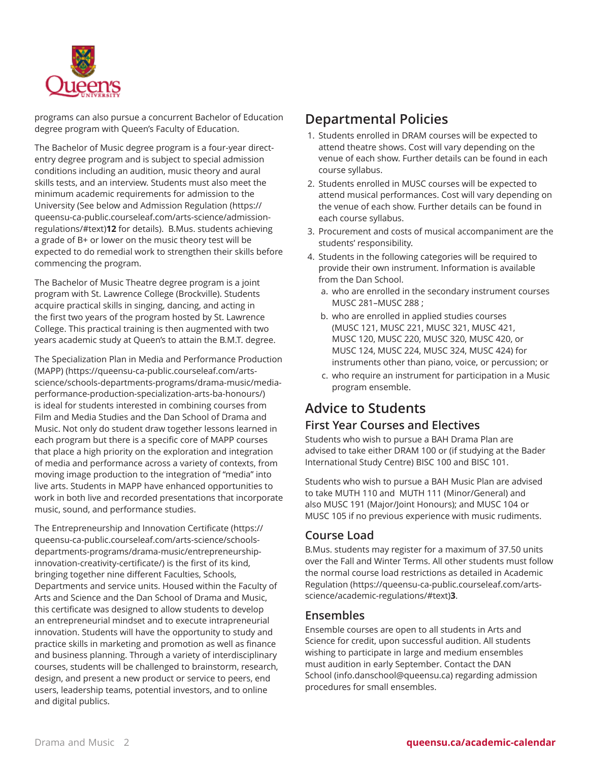programs can also pursue a concurrent Bachelor of Education degree program with Queen's Faculty of Education.

The Bachelor of Music degree program is a four-year direct-entry degree program and is subject to special admission conditions including an audition, music theory and aural skills tests, and an interview. Students must also meet the minimum academic requirements for admission to the University (See below and Admission Regulation (https://queensu-ca-public.courseleaf.com/arts-science/admission-regulations/#text)**12** for details). B.Mus. students achieving a grade of B+ or lower on the music theory test will be expected to do remedial work to strengthen their skills before commencing the program.

The Bachelor of Music Theatre degree program is a joint program with St. Lawrence College (Brockville). Students acquire practical skills in singing, dancing, and acting in the first two years of the program hosted by St. Lawrence College. This practical training is then augmented with two years academic study at Queen's to attain the B.M.T. degree.

The Specialization Plan in Media and Performance Production (MAPP) (https://queensu-ca-public.courseleaf.com/arts-science/schools-departments-programs/drama-music/media-performance-production-specialization-arts-ba-honours/) is ideal for students interested in combining courses from Film and Media Studies and the Dan School of Drama and Music. Not only do student draw together lessons learned in each program but there is a specific core of MAPP courses that place a high priority on the exploration and integration of media and performance across a variety of contexts, from moving image production to the integration of "media" into live arts. Students in MAPP have enhanced opportunities to work in both live and recorded presentations that incorporate music, sound, and performance studies.

The Entrepreneurship and Innovation Certificate (https://queensu-ca-public.courseleaf.com/arts-science/schools-departments-programs/drama-music/entrepreneurship-innovation-creativity-certificate/) is the first of its kind, bringing together nine different Faculties, Schools, Departments and service units. Housed within the Faculty of Arts and Science and the Dan School of Drama and Music, this certificate was designed to allow students to develop an entrepreneurial mindset and to execute intrapreneurial innovation. Students will have the opportunity to study and practice skills in marketing and promotion as well as finance and business planning. Through a variety of interdisciplinary courses, students will be challenged to brainstorm, research, design, and present a new product or service to peers, end users, leadership teams, potential investors, and to online and digital publics.

## Departmental Policies

1. Students enrolled in DRAM courses will be expected to attend theatre shows. Cost will vary depending on the venue of each show. Further details can be found in each course syllabus.
2. Students enrolled in MUSC courses will be expected to attend musical performances. Cost will vary depending on the venue of each show. Further details can be found in each course syllabus.
3. Procurement and costs of musical accompaniment are the students' responsibility.
4. Students in the following categories will be required to provide their own instrument. Information is available from the Dan School.
   a. who are enrolled in the secondary instrument courses MUSC 281–MUSC 288 ;
   b. who are enrolled in applied studies courses (MUSC 121, MUSC 221, MUSC 321, MUSC 421, MUSC 120, MUSC 220, MUSC 320, MUSC 420, or MUSC 124, MUSC 224, MUSC 324, MUSC 424) for instruments other than piano, voice, or percussion; or
   c. who require an instrument for participation in a Music program ensemble.

## Advice to Students

### First Year Courses and Electives

Students who wish to pursue a BAH Drama Plan are advised to take either DRAM 100 or (if studying at the Bader International Study Centre) BISC 100 and BISC 101.

Students who wish to pursue a BAH Music Plan are advised to take MUTH 110 and MUTH 111 (Minor/General) and also MUSC 191 (Major/Joint Honours); and MUSC 104 or MUSC 105 if no previous experience with music rudiments.

### Course Load

B.Mus. students may register for a maximum of 37.50 units over the Fall and Winter Terms. All other students must follow the normal course load restrictions as detailed in Academic Regulation (https://queensu-ca-public.courseleaf.com/arts-science/academic-regulations/#text)**3**.

### Ensembles

Ensemble courses are open to all students in Arts and Science for credit, upon successful audition. All students wishing to participate in large and medium ensembles must audition in early September. Contact the DAN School (info.danschool@queensu.ca) regarding admission procedures for small ensembles.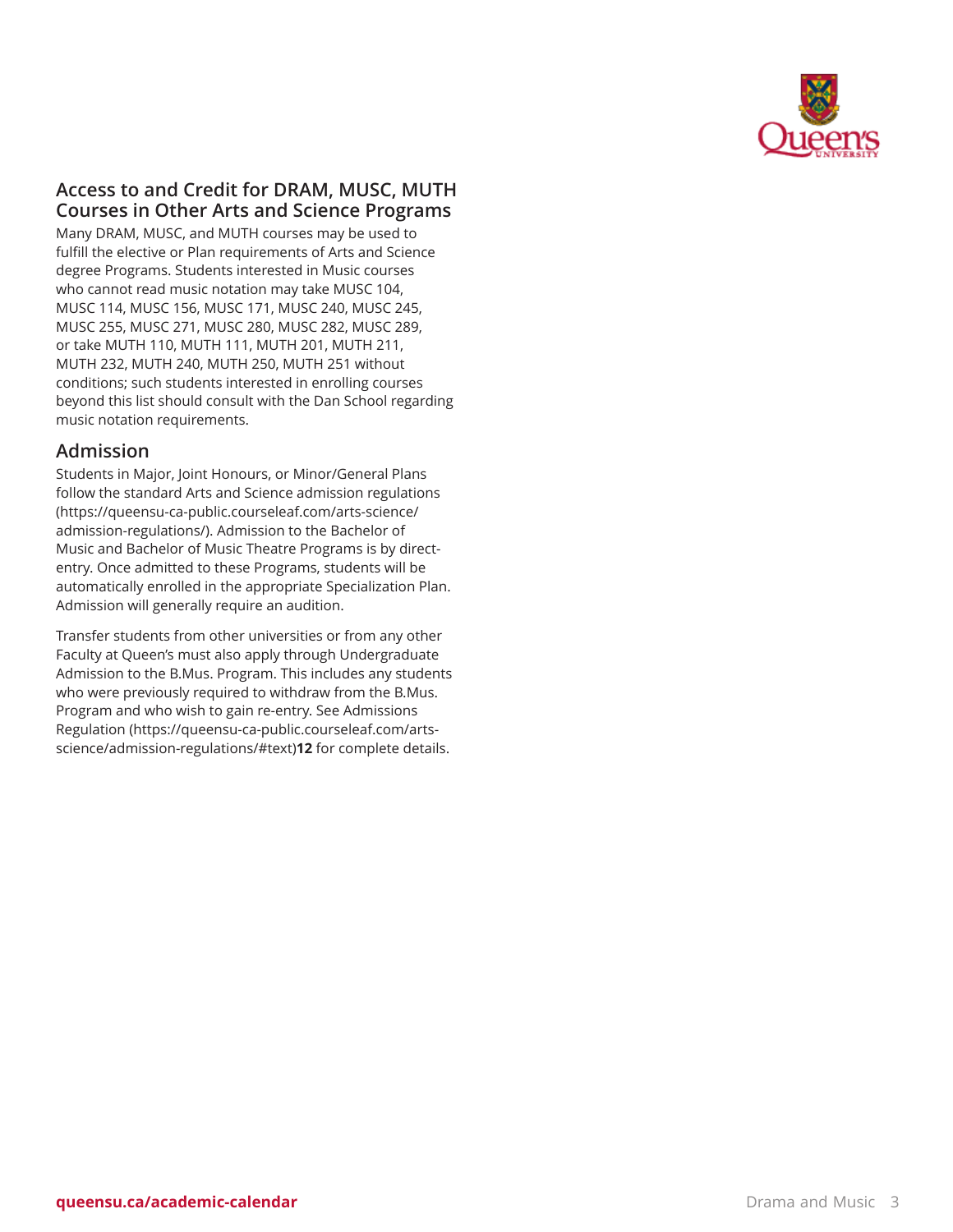## Access to and Credit for DRAM, MUSC, MUTH Courses in Other Arts and Science Programs

Many DRAM, MUSC, and MUTH courses may be used to fulfill the elective or Plan requirements of Arts and Science degree Programs. Students interested in Music courses who cannot read music notation may take MUSC 104, MUSC 114, MUSC 156, MUSC 171, MUSC 240, MUSC 245, MUSC 255, MUSC 271, MUSC 280, MUSC 282, MUSC 289, or take MUTH 110, MUTH 111, MUTH 201, MUTH 211, MUTH 232, MUTH 240, MUTH 250, MUTH 251 without conditions; such students interested in enrolling courses beyond this list should consult with the Dan School regarding music notation requirements.

## Admission

Students in Major, Joint Honours, or Minor/General Plans follow the standard Arts and Science admission regulations (https://queensu-ca-public.courseleaf.com/arts-science/admission-regulations/). Admission to the Bachelor of Music and Bachelor of Music Theatre Programs is by direct-entry. Once admitted to these Programs, students will be automatically enrolled in the appropriate Specialization Plan. Admission will generally require an audition.

Transfer students from other universities or from any other Faculty at Queen's must also apply through Undergraduate Admission to the B.Mus. Program. This includes any students who were previously required to withdraw from the B.Mus. Program and who wish to gain re-entry. See Admissions Regulation (https://queensu-ca-public.courseleaf.com/arts-science/admission-regulations/#text)**12** for complete details.